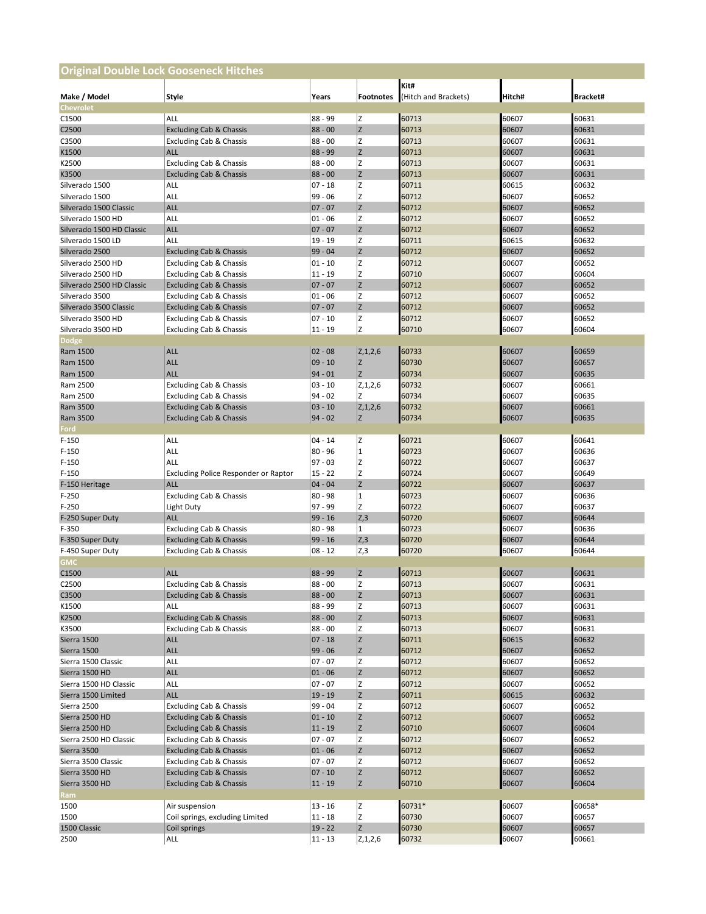## Original Double Lock Gooseneck Hitches

| Make / Model | Style | Years | Footnotes | Kit# (Hitch and Brackets) | Hitch# | Bracket# |
|---|---|---|---|---|---|---|
| **Chevrolet** | | | | | | |
| C1500 | ALL | 88 - 99 | Z | 60713 | 60607 | 60631 |
| C2500 | Excluding Cab & Chassis | 88 - 00 | Z | 60713 | 60607 | 60631 |
| C3500 | Excluding Cab & Chassis | 88 - 00 | Z | 60713 | 60607 | 60631 |
| K1500 | ALL | 88 - 99 | Z | 60713 | 60607 | 60631 |
| K2500 | Excluding Cab & Chassis | 88 - 00 | Z | 60713 | 60607 | 60631 |
| K3500 | Excluding Cab & Chassis | 88 - 00 | Z | 60713 | 60607 | 60631 |
| Silverado 1500 | ALL | 07 - 18 | Z | 60711 | 60615 | 60632 |
| Silverado 1500 | ALL | 99 - 06 | Z | 60712 | 60607 | 60652 |
| Silverado 1500 Classic | ALL | 07 - 07 | Z | 60712 | 60607 | 60652 |
| Silverado 1500 HD | ALL | 01 - 06 | Z | 60712 | 60607 | 60652 |
| Silverado 1500 HD Classic | ALL | 07 - 07 | Z | 60712 | 60607 | 60652 |
| Silverado 1500 LD | ALL | 19 - 19 | Z | 60711 | 60615 | 60632 |
| Silverado 2500 | Excluding Cab & Chassis | 99 - 04 | Z | 60712 | 60607 | 60652 |
| Silverado 2500 HD | Excluding Cab & Chassis | 01 - 10 | Z | 60712 | 60607 | 60652 |
| Silverado 2500 HD | Excluding Cab & Chassis | 11 - 19 | Z | 60710 | 60607 | 60604 |
| Silverado 2500 HD Classic | Excluding Cab & Chassis | 07 - 07 | Z | 60712 | 60607 | 60652 |
| Silverado 3500 | Excluding Cab & Chassis | 01 - 06 | Z | 60712 | 60607 | 60652 |
| Silverado 3500 Classic | Excluding Cab & Chassis | 07 - 07 | Z | 60712 | 60607 | 60652 |
| Silverado 3500 HD | Excluding Cab & Chassis | 07 - 10 | Z | 60712 | 60607 | 60652 |
| Silverado 3500 HD | Excluding Cab & Chassis | 11 - 19 | Z | 60710 | 60607 | 60604 |
| **Dodge** | | | | | | |
| Ram 1500 | ALL | 02 - 08 | Z,1,2,6 | 60733 | 60607 | 60659 |
| Ram 1500 | ALL | 09 - 10 | Z | 60730 | 60607 | 60657 |
| Ram 1500 | ALL | 94 - 01 | Z | 60734 | 60607 | 60635 |
| Ram 2500 | Excluding Cab & Chassis | 03 - 10 | Z,1,2,6 | 60732 | 60607 | 60661 |
| Ram 2500 | Excluding Cab & Chassis | 94 - 02 | Z | 60734 | 60607 | 60635 |
| Ram 3500 | Excluding Cab & Chassis | 03 - 10 | Z,1,2,6 | 60732 | 60607 | 60661 |
| Ram 3500 | Excluding Cab & Chassis | 94 - 02 | Z | 60734 | 60607 | 60635 |
| **Ford** | | | | | | |
| F-150 | ALL | 04 - 14 | Z | 60721 | 60607 | 60641 |
| F-150 | ALL | 80 - 96 | 1 | 60723 | 60607 | 60636 |
| F-150 | ALL | 97 - 03 | Z | 60722 | 60607 | 60637 |
| F-150 | Excluding Police Responder or Raptor | 15 - 22 | Z | 60724 | 60607 | 60649 |
| F-150 Heritage | ALL | 04 - 04 | Z | 60722 | 60607 | 60637 |
| F-250 | Excluding Cab & Chassis | 80 - 98 | 1 | 60723 | 60607 | 60636 |
| F-250 | Light Duty | 97 - 99 | Z | 60722 | 60607 | 60637 |
| F-250 Super Duty | ALL | 99 - 16 | Z,3 | 60720 | 60607 | 60644 |
| F-350 | Excluding Cab & Chassis | 80 - 98 | 1 | 60723 | 60607 | 60636 |
| F-350 Super Duty | Excluding Cab & Chassis | 99 - 16 | Z,3 | 60720 | 60607 | 60644 |
| F-450 Super Duty | Excluding Cab & Chassis | 08 - 12 | Z,3 | 60720 | 60607 | 60644 |
| **GMC** | | | | | | |
| C1500 | ALL | 88 - 99 | Z | 60713 | 60607 | 60631 |
| C2500 | Excluding Cab & Chassis | 88 - 00 | Z | 60713 | 60607 | 60631 |
| C3500 | Excluding Cab & Chassis | 88 - 00 | Z | 60713 | 60607 | 60631 |
| K1500 | ALL | 88 - 99 | Z | 60713 | 60607 | 60631 |
| K2500 | Excluding Cab & Chassis | 88 - 00 | Z | 60713 | 60607 | 60631 |
| K3500 | Excluding Cab & Chassis | 88 - 00 | Z | 60713 | 60607 | 60631 |
| Sierra 1500 | ALL | 07 - 18 | Z | 60711 | 60615 | 60632 |
| Sierra 1500 | ALL | 99 - 06 | Z | 60712 | 60607 | 60652 |
| Sierra 1500 Classic | ALL | 07 - 07 | Z | 60712 | 60607 | 60652 |
| Sierra 1500 HD | ALL | 01 - 06 | Z | 60712 | 60607 | 60652 |
| Sierra 1500 HD Classic | ALL | 07 - 07 | Z | 60712 | 60607 | 60652 |
| Sierra 1500 Limited | ALL | 19 - 19 | Z | 60711 | 60615 | 60632 |
| Sierra 2500 | Excluding Cab & Chassis | 99 - 04 | Z | 60712 | 60607 | 60652 |
| Sierra 2500 HD | Excluding Cab & Chassis | 01 - 10 | Z | 60712 | 60607 | 60652 |
| Sierra 2500 HD | Excluding Cab & Chassis | 11 - 19 | Z | 60710 | 60607 | 60604 |
| Sierra 2500 HD Classic | Excluding Cab & Chassis | 07 - 07 | Z | 60712 | 60607 | 60652 |
| Sierra 3500 | Excluding Cab & Chassis | 01 - 06 | Z | 60712 | 60607 | 60652 |
| Sierra 3500 Classic | Excluding Cab & Chassis | 07 - 07 | Z | 60712 | 60607 | 60652 |
| Sierra 3500 HD | Excluding Cab & Chassis | 07 - 10 | Z | 60712 | 60607 | 60652 |
| Sierra 3500 HD | Excluding Cab & Chassis | 11 - 19 | Z | 60710 | 60607 | 60604 |
| **Ram** | | | | | | |
| 1500 | Air suspension | 13 - 16 | Z | 60731* | 60607 | 60658* |
| 1500 | Coil springs, excluding Limited | 11 - 18 | Z | 60730 | 60607 | 60657 |
| 1500 Classic | Coil springs | 19 - 22 | Z | 60730 | 60607 | 60657 |
| 2500 | ALL | 11 - 13 | Z,1,2,6 | 60732 | 60607 | 60661 |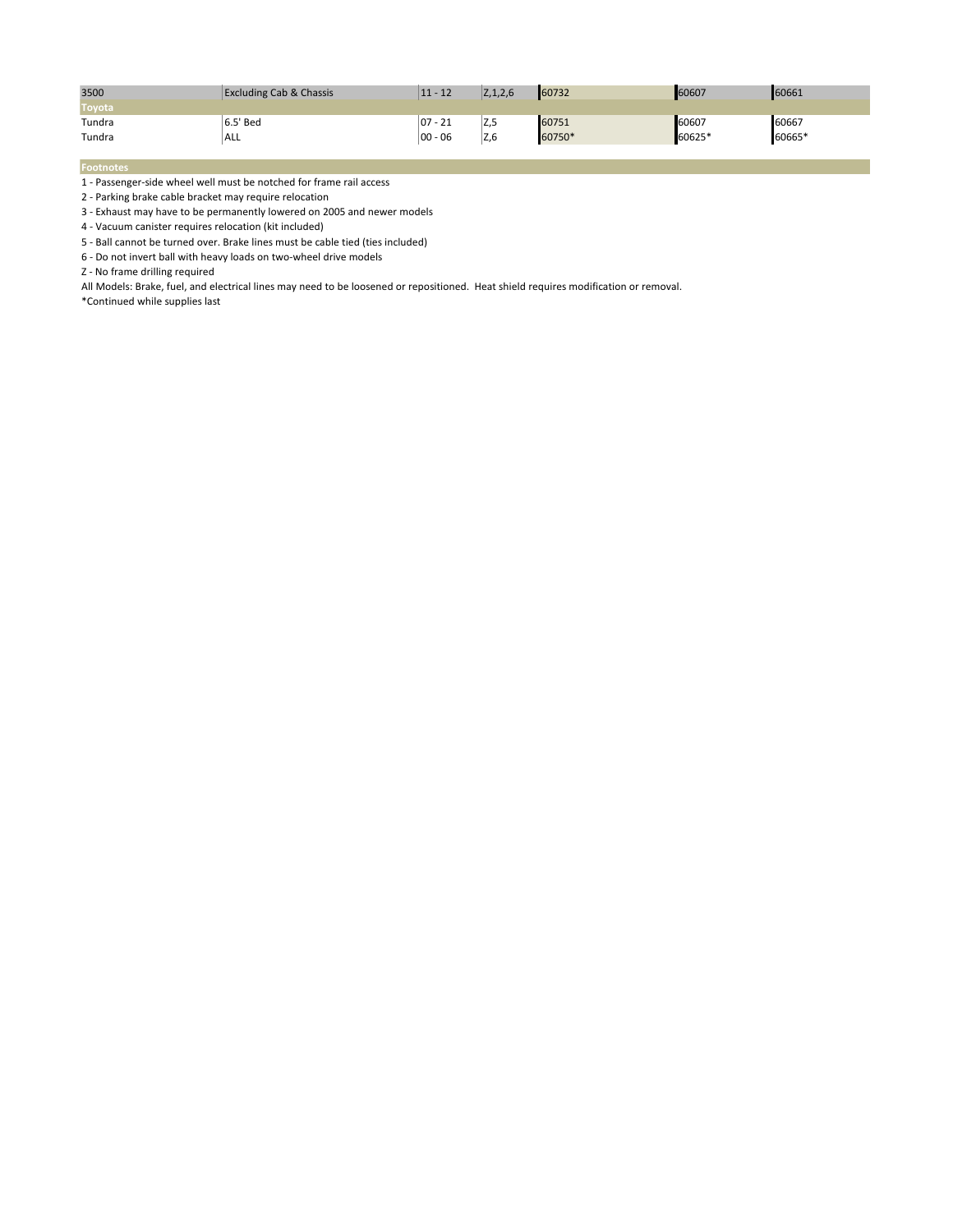| | | | | | | |
|---|---|---|---|---|---|---|
| 3500 | Excluding Cab & Chassis | 11 - 12 | Z,1,2,6 | 60732 | 60607 | 60661 |
| **Toyota** | | | | | | |
| Tundra | 6.5' Bed | 07 - 21 | Z,5 | 60751 | 60607 | 60667 |
| Tundra | ALL | 00 - 06 | Z,6 | 60750* | 60625* | 60665* |

**Footnotes**

1 - Passenger-side wheel well must be notched for frame rail access

2 - Parking brake cable bracket may require relocation

3 - Exhaust may have to be permanently lowered on 2005 and newer models

4 - Vacuum canister requires relocation (kit included)

5 - Ball cannot be turned over. Brake lines must be cable tied (ties included)

6 - Do not invert ball with heavy loads on two-wheel drive models

Z - No frame drilling required

All Models: Brake, fuel, and electrical lines may need to be loosened or repositioned. Heat shield requires modification or removal.

*Continued while supplies last